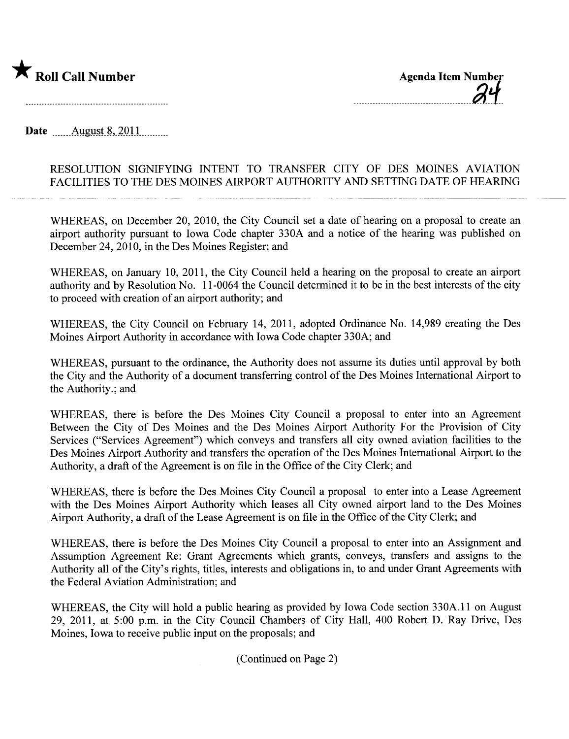★ **Roll Call Number**

**Agenda Item Number**
24

**Date** August 8, 2011

RESOLUTION SIGNIFYING INTENT TO TRANSFER CITY OF DES MOINES AVIATION FACILITIES TO THE DES MOINES AIRPORT AUTHORITY AND SETTING DATE OF HEARING

WHEREAS, on December 20, 2010, the City Council set a date of hearing on a proposal to create an airport authority pursuant to Iowa Code chapter 330A and a notice of the hearing was published on December 24, 2010, in the Des Moines Register; and

WHEREAS, on January 10, 2011, the City Council held a hearing on the proposal to create an airport authority and by Resolution No. 11-0064 the Council determined it to be in the best interests of the city to proceed with creation of an airport authority; and

WHEREAS, the City Council on February 14, 2011, adopted Ordinance No. 14,989 creating the Des Moines Airport Authority in accordance with Iowa Code chapter 330A; and

WHEREAS, pursuant to the ordinance, the Authority does not assume its duties until approval by both the City and the Authority of a document transferring control of the Des Moines International Airport to the Authority.; and

WHEREAS, there is before the Des Moines City Council a proposal to enter into an Agreement Between the City of Des Moines and the Des Moines Airport Authority For the Provision of City Services ("Services Agreement") which conveys and transfers all city owned aviation facilities to the Des Moines Airport Authority and transfers the operation of the Des Moines International Airport to the Authority, a draft of the Agreement is on file in the Office of the City Clerk; and

WHEREAS, there is before the Des Moines City Council a proposal to enter into a Lease Agreement with the Des Moines Airport Authority which leases all City owned airport land to the Des Moines Airport Authority, a draft of the Lease Agreement is on file in the Office of the City Clerk; and

WHEREAS, there is before the Des Moines City Council a proposal to enter into an Assignment and Assumption Agreement Re: Grant Agreements which grants, conveys, transfers and assigns to the Authority all of the City's rights, titles, interests and obligations in, to and under Grant Agreements with the Federal Aviation Administration; and

WHEREAS, the City will hold a public hearing as provided by Iowa Code section 330A.11 on August 29, 2011, at 5:00 p.m. in the City Council Chambers of City Hall, 400 Robert D. Ray Drive, Des Moines, Iowa to receive public input on the proposals; and

(Continued on Page 2)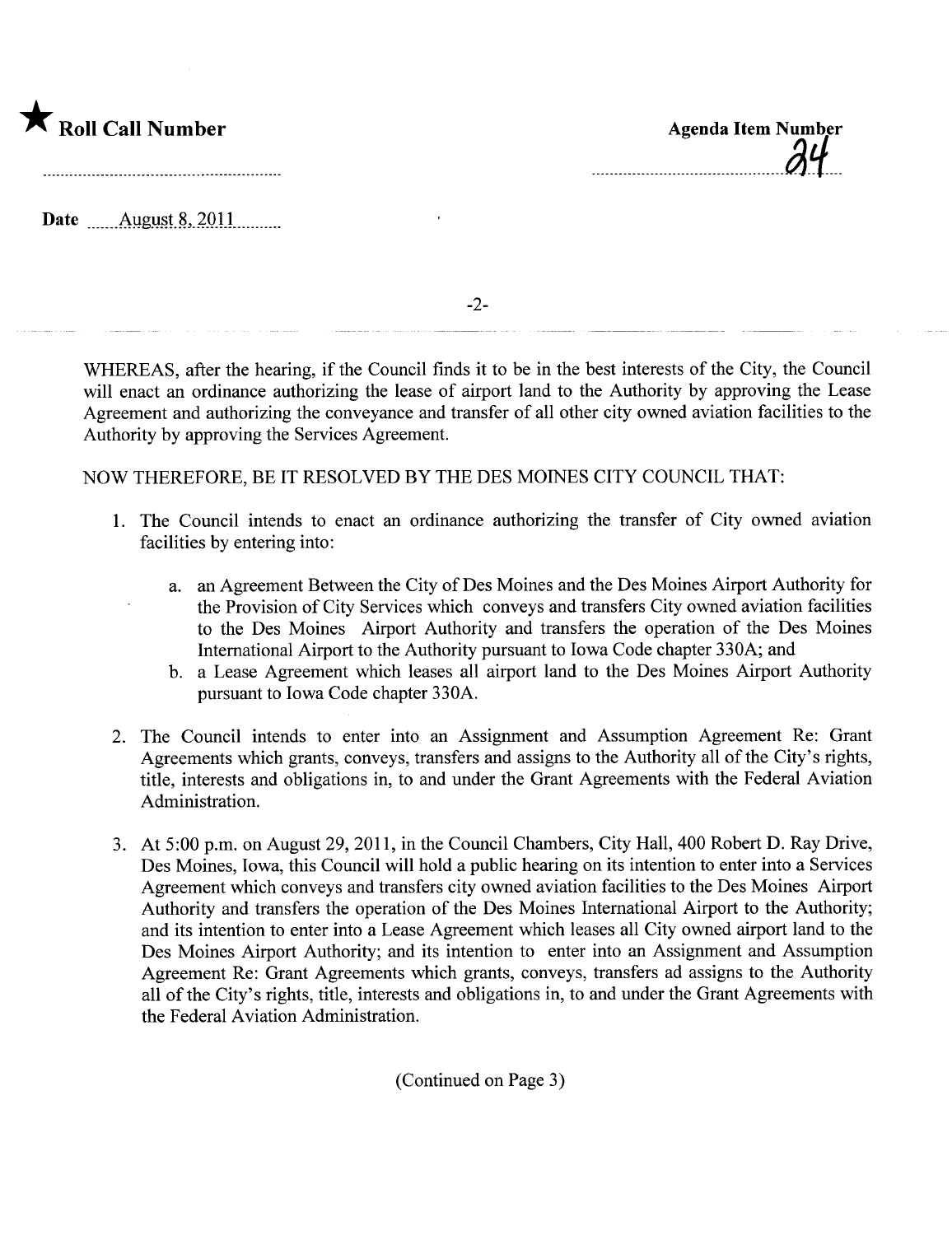★ **Roll Call Number**

**Agenda Item Number** 24

**Date** August 8, 2011

WHEREAS, after the hearing, if the Council finds it to be in the best interests of the City, the Council will enact an ordinance authorizing the lease of airport land to the Authority by approving the Lease Agreement and authorizing the conveyance and transfer of all other city owned aviation facilities to the Authority by approving the Services Agreement.

NOW THEREFORE, BE IT RESOLVED BY THE DES MOINES CITY COUNCIL THAT:

1. The Council intends to enact an ordinance authorizing the transfer of City owned aviation facilities by entering into:

   a. an Agreement Between the City of Des Moines and the Des Moines Airport Authority for the Provision of City Services which conveys and transfers City owned aviation facilities to the Des Moines Airport Authority and transfers the operation of the Des Moines International Airport to the Authority pursuant to Iowa Code chapter 330A; and

   b. a Lease Agreement which leases all airport land to the Des Moines Airport Authority pursuant to Iowa Code chapter 330A.

2. The Council intends to enter into an Assignment and Assumption Agreement Re: Grant Agreements which grants, conveys, transfers and assigns to the Authority all of the City's rights, title, interests and obligations in, to and under the Grant Agreements with the Federal Aviation Administration.

3. At 5:00 p.m. on August 29, 2011, in the Council Chambers, City Hall, 400 Robert D. Ray Drive, Des Moines, Iowa, this Council will hold a public hearing on its intention to enter into a Services Agreement which conveys and transfers city owned aviation facilities to the Des Moines Airport Authority and transfers the operation of the Des Moines International Airport to the Authority; and its intention to enter into a Lease Agreement which leases all City owned airport land to the Des Moines Airport Authority; and its intention to enter into an Assignment and Assumption Agreement Re: Grant Agreements which grants, conveys, transfers ad assigns to the Authority all of the City's rights, title, interests and obligations in, to and under the Grant Agreements with the Federal Aviation Administration.

(Continued on Page 3)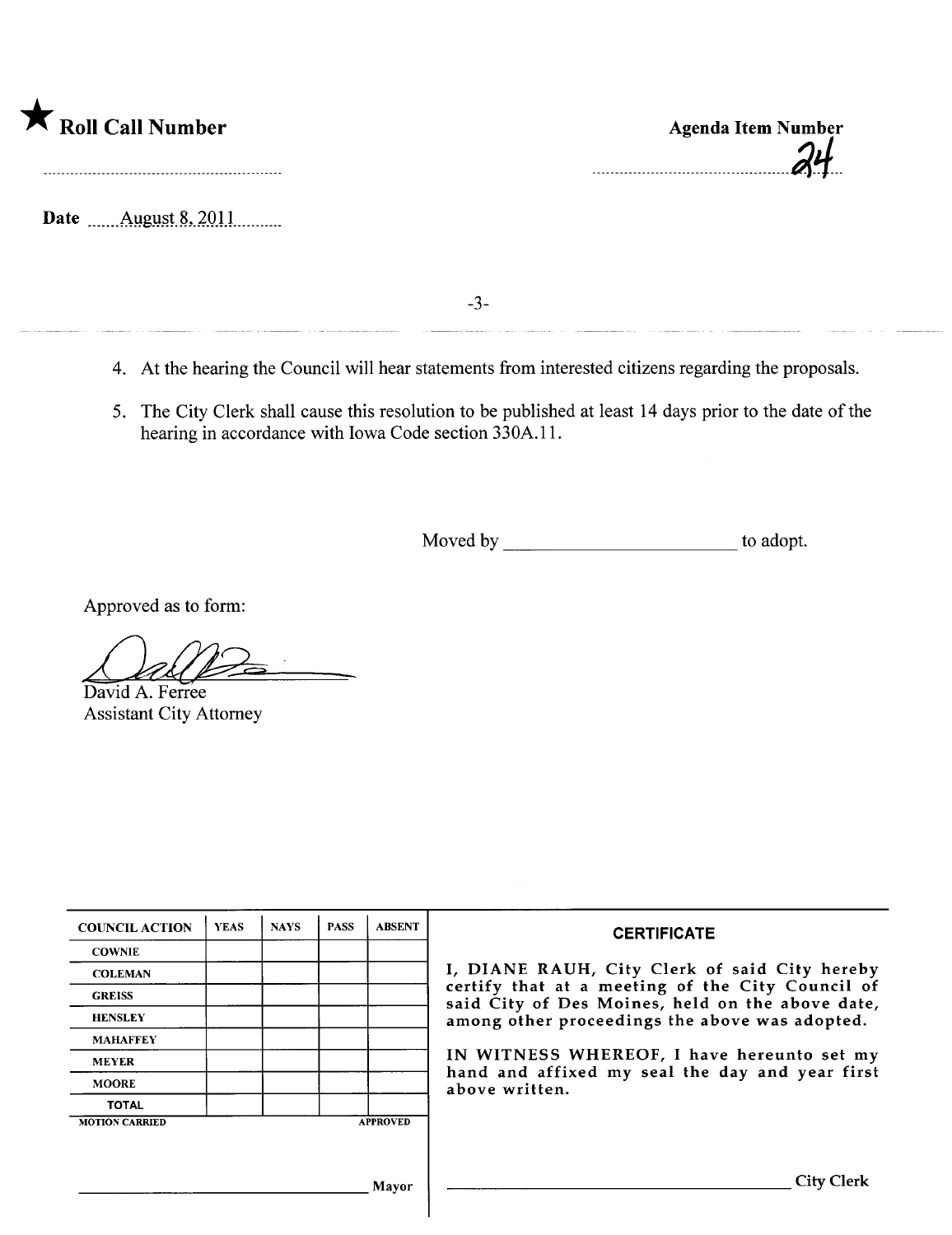★ **Roll Call Number**

**Agenda Item Number**
24

**Date** August 8, 2011

4. At the hearing the Council will hear statements from interested citizens regarding the proposals.

5. The City Clerk shall cause this resolution to be published at least 14 days prior to the date of the hearing in accordance with Iowa Code section 330A.11.

Moved by ________________________ to adopt.

Approved as to form:

David A. Ferree
Assistant City Attorney

| COUNCIL ACTION | YEAS | NAYS | PASS | ABSENT |
| --- | --- | --- | --- | --- |
| COWNIE | | | | |
| COLEMAN | | | | |
| GREISS | | | | |
| HENSLEY | | | | |
| MAHAFFEY | | | | |
| MEYER | | | | |
| MOORE | | | | |
| TOTAL | | | | |

MOTION CARRIED APPROVED

________________________ Mayor

**CERTIFICATE**

I, DIANE RAUH, City Clerk of said City hereby certify that at a meeting of the City Council of said City of Des Moines, held on the above date, among other proceedings the above was adopted.

IN WITNESS WHEREOF, I have hereunto set my hand and affixed my seal the day and year first above written.

________________________ City Clerk